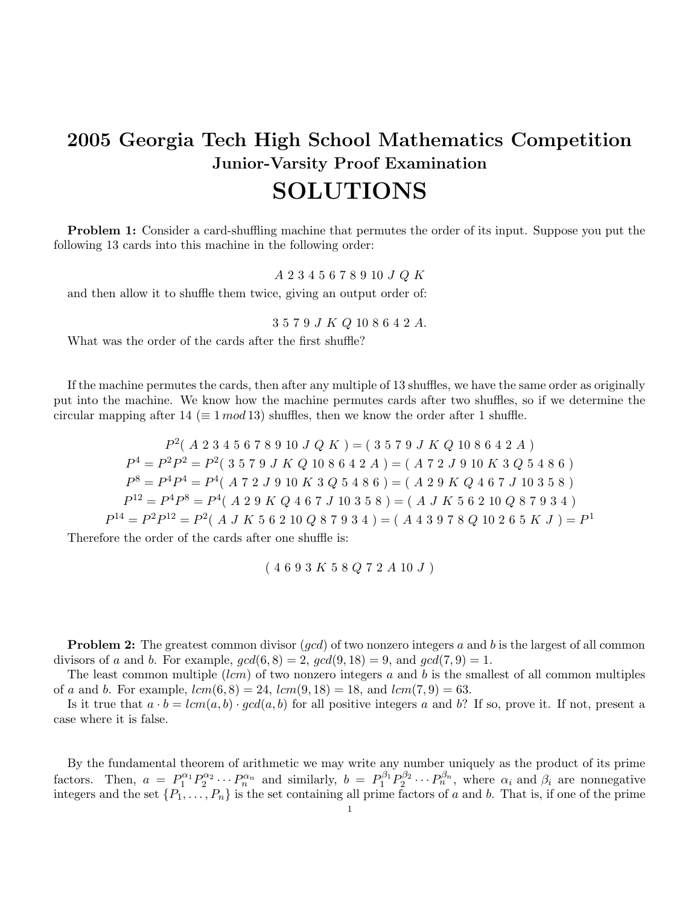# 2005 Georgia Tech High School Mathematics Competition

## Junior-Varsity Proof Examination

# SOLUTIONS

**Problem 1:** Consider a card-shuffling machine that permutes the order of its input. Suppose you put the following 13 cards into this machine in the following order:

$$A\ 2\ 3\ 4\ 5\ 6\ 7\ 8\ 9\ 10\ J\ Q\ K$$

and then allow it to shuffle them twice, giving an output order of:

$$3\ 5\ 7\ 9\ J\ K\ Q\ 10\ 8\ 6\ 4\ 2\ A.$$

What was the order of the cards after the first shuffle?

If the machine permutes the cards, then after any multiple of 13 shuffles, we have the same order as originally put into the machine. We know how the machine permutes cards after two shuffles, so if we determine the circular mapping after 14 ($\equiv 1 \, mod \, 13$) shuffles, then we know the order after 1 shuffle.

$$P^2(\ A\ 2\ 3\ 4\ 5\ 6\ 7\ 8\ 9\ 10\ J\ Q\ K\ ) = (\ 3\ 5\ 7\ 9\ J\ K\ Q\ 10\ 8\ 6\ 4\ 2\ A\ )$$
$$P^4 = P^2P^2 = P^2(\ 3\ 5\ 7\ 9\ J\ K\ Q\ 10\ 8\ 6\ 4\ 2\ A\ ) = (\ A\ 7\ 2\ J\ 9\ 10\ K\ 3\ Q\ 5\ 4\ 8\ 6\ )$$
$$P^8 = P^4P^4 = P^4(\ A\ 7\ 2\ J\ 9\ 10\ K\ 3\ Q\ 5\ 4\ 8\ 6\ ) = (\ A\ 2\ 9\ K\ Q\ 4\ 6\ 7\ J\ 10\ 3\ 5\ 8\ )$$
$$P^{12} = P^4P^8 = P^4(\ A\ 2\ 9\ K\ Q\ 4\ 6\ 7\ J\ 10\ 3\ 5\ 8\ ) = (\ A\ J\ K\ 5\ 6\ 2\ 10\ Q\ 8\ 7\ 9\ 3\ 4\ )$$
$$P^{14} = P^2P^{12} = P^2(\ A\ J\ K\ 5\ 6\ 2\ 10\ Q\ 8\ 7\ 9\ 3\ 4\ ) = (\ A\ 4\ 3\ 9\ 7\ 8\ Q\ 10\ 2\ 6\ 5\ K\ J\ ) = P^1$$

Therefore the order of the cards after one shuffle is:

$$(\ 4\ 6\ 9\ 3\ K\ 5\ 8\ Q\ 7\ 2\ A\ 10\ J\ )$$

**Problem 2:** The greatest common divisor ($gcd$) of two nonzero integers $a$ and $b$ is the largest of all common divisors of $a$ and $b$. For example, $gcd(6, 8) = 2$, $gcd(9, 18) = 9$, and $gcd(7, 9) = 1$.

The least common multiple ($lcm$) of two nonzero integers $a$ and $b$ is the smallest of all common multiples of $a$ and $b$. For example, $lcm(6, 8) = 24$, $lcm(9, 18) = 18$, and $lcm(7, 9) = 63$.

Is it true that $a \cdot b = lcm(a, b) \cdot gcd(a, b)$ for all positive integers $a$ and $b$? If so, prove it. If not, present a case where it is false.

By the fundamental theorem of arithmetic we may write any number uniquely as the product of its prime factors. Then, $a = P_1^{\alpha_1} P_2^{\alpha_2} \cdots P_n^{\alpha_n}$ and similarly, $b = P_1^{\beta_1} P_2^{\beta_2} \cdots P_n^{\beta_n}$, where $\alpha_i$ and $\beta_i$ are nonnegative integers and the set $\{P_1, \ldots, P_n\}$ is the set containing all prime factors of $a$ and $b$. That is, if one of the prime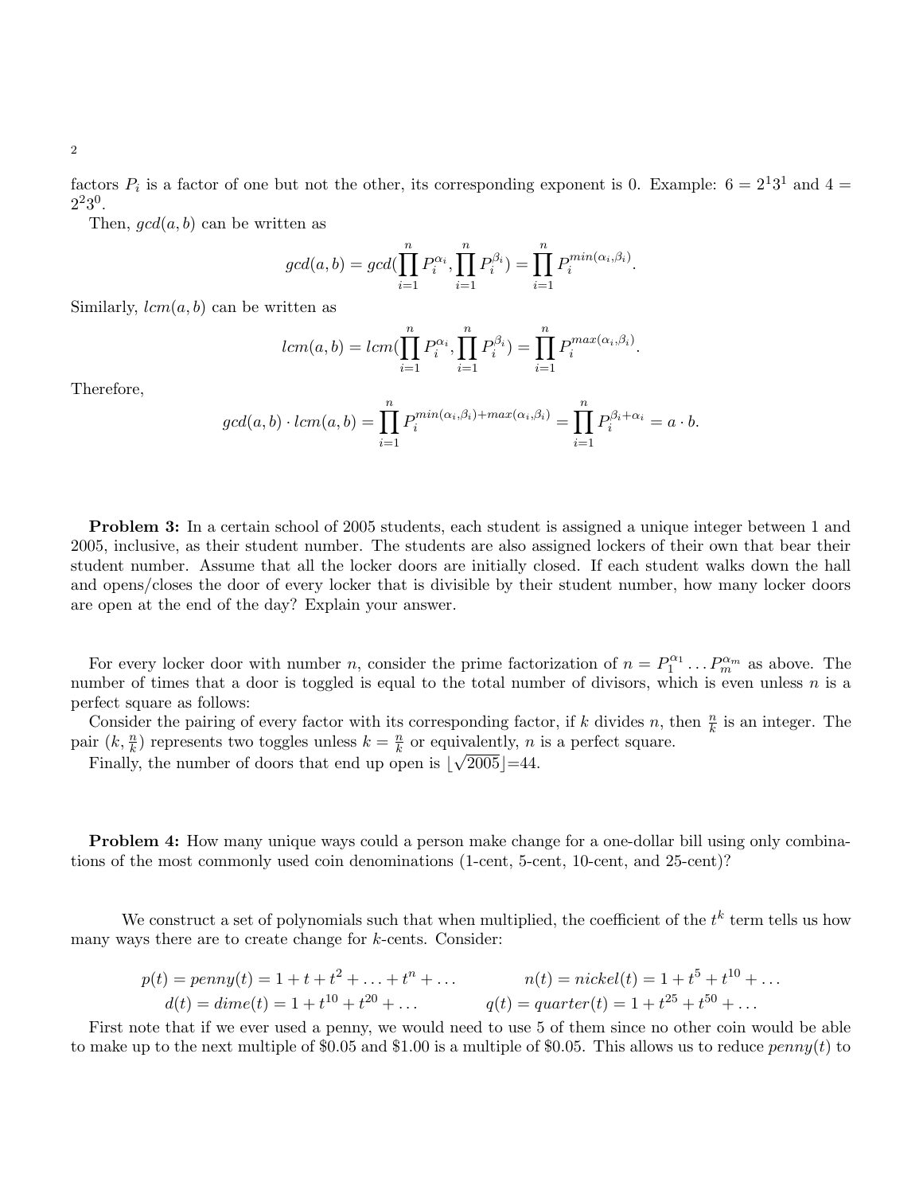factors $P_i$ is a factor of one but not the other, its corresponding exponent is 0. Example: $6 = 2^1 3^1$ and $4 = 2^2 3^0$.

Then, $gcd(a, b)$ can be written as

$$gcd(a, b) = gcd(\prod_{i=1}^{n} P_i^{\alpha_i}, \prod_{i=1}^{n} P_i^{\beta_i}) = \prod_{i=1}^{n} P_i^{min(\alpha_i, \beta_i)}.$$

Similarly, $lcm(a, b)$ can be written as

$$lcm(a, b) = lcm(\prod_{i=1}^{n} P_i^{\alpha_i}, \prod_{i=1}^{n} P_i^{\beta_i}) = \prod_{i=1}^{n} P_i^{max(\alpha_i, \beta_i)}.$$

Therefore,

$$gcd(a, b) \cdot lcm(a, b) = \prod_{i=1}^{n} P_i^{min(\alpha_i, \beta_i) + max(\alpha_i, \beta_i)} = \prod_{i=1}^{n} P_i^{\beta_i + \alpha_i} = a \cdot b.$$

**Problem 3:** In a certain school of 2005 students, each student is assigned a unique integer between 1 and 2005, inclusive, as their student number. The students are also assigned lockers of their own that bear their student number. Assume that all the locker doors are initially closed. If each student walks down the hall and opens/closes the door of every locker that is divisible by their student number, how many locker doors are open at the end of the day? Explain your answer.

For every locker door with number $n$, consider the prime factorization of $n = P_1^{\alpha_1} \ldots P_m^{\alpha_m}$ as above. The number of times that a door is toggled is equal to the total number of divisors, which is even unless $n$ is a perfect square as follows:

Consider the pairing of every factor with its corresponding factor, if $k$ divides $n$, then $\frac{n}{k}$ is an integer. The pair $(k, \frac{n}{k})$ represents two toggles unless $k = \frac{n}{k}$ or equivalently, $n$ is a perfect square.

Finally, the number of doors that end up open is $\lfloor\sqrt{2005}\rfloor$=44.

**Problem 4:** How many unique ways could a person make change for a one-dollar bill using only combinations of the most commonly used coin denominations (1-cent, 5-cent, 10-cent, and 25-cent)?

We construct a set of polynomials such that when multiplied, the coefficient of the $t^k$ term tells us how many ways there are to create change for $k$-cents. Consider:

$$p(t) = penny(t) = 1 + t + t^2 + \ldots + t^n + \ldots \qquad n(t) = nickel(t) = 1 + t^5 + t^{10} + \ldots$$
$$d(t) = dime(t) = 1 + t^{10} + t^{20} + \ldots \qquad q(t) = quarter(t) = 1 + t^{25} + t^{50} + \ldots$$

First note that if we ever used a penny, we would need to use 5 of them since no other coin would be able to make up to the next multiple of \$0.05 and \$1.00 is a multiple of \$0.05. This allows us to reduce $penny(t)$ to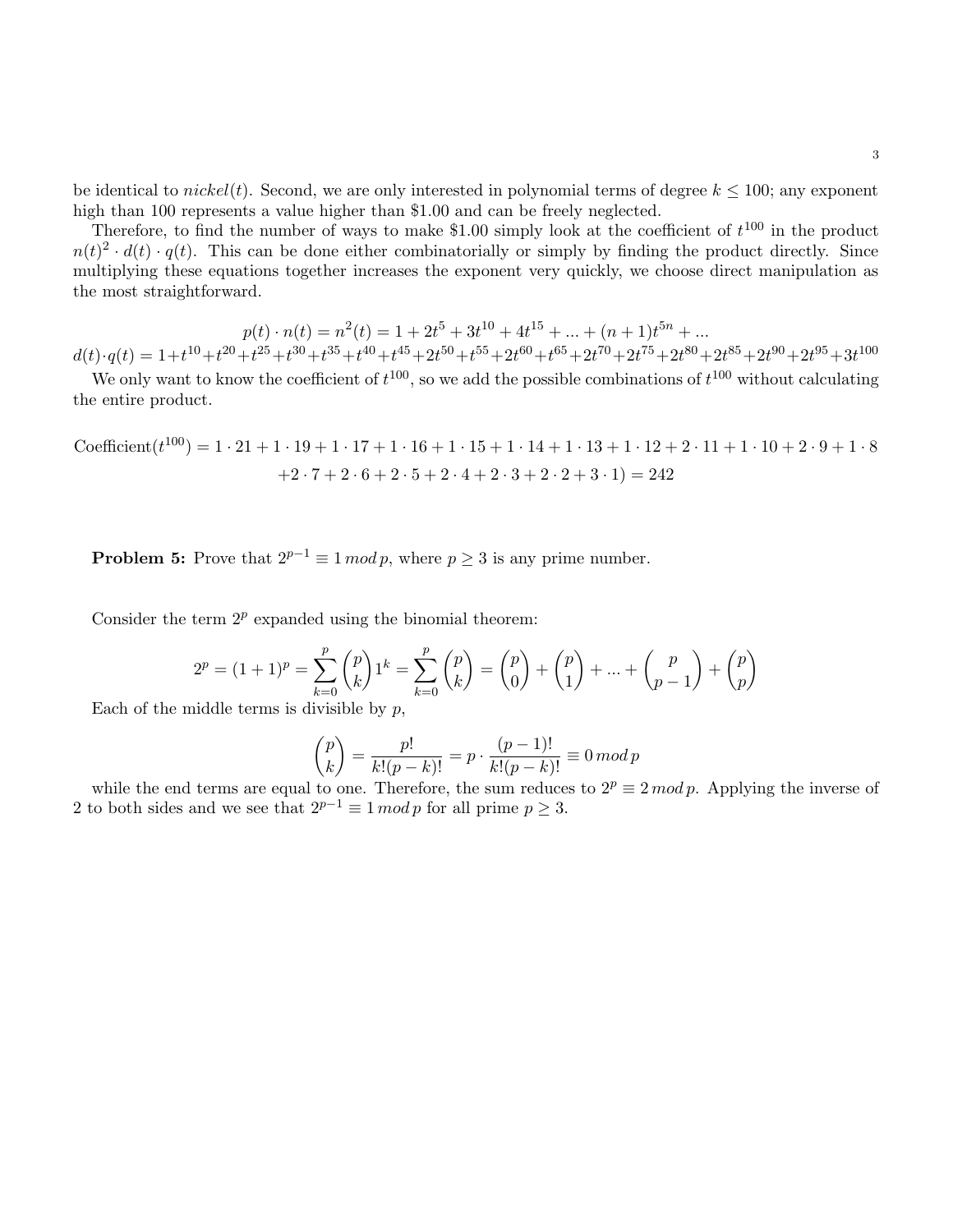be identical to $nickel(t)$. Second, we are only interested in polynomial terms of degree $k \leq 100$; any exponent high than 100 represents a value higher than \$1.00 and can be freely neglected.

Therefore, to find the number of ways to make \$1.00 simply look at the coefficient of $t^{100}$ in the product $n(t)^2 \cdot d(t) \cdot q(t)$. This can be done either combinatorially or simply by finding the product directly. Since multiplying these equations together increases the exponent very quickly, we choose direct manipulation as the most straightforward.

$$p(t) \cdot n(t) = n^2(t) = 1 + 2t^5 + 3t^{10} + 4t^{15} + ... + (n+1)t^{5n} + ...$$

$$d(t) \cdot q(t) = 1+t^{10}+t^{20}+t^{25}+t^{30}+t^{35}+t^{40}+t^{45}+2t^{50}+t^{55}+2t^{60}+t^{65}+2t^{70}+2t^{75}+2t^{80}+2t^{85}+2t^{90}+2t^{95}+3t^{100}$$

We only want to know the coefficient of $t^{100}$, so we add the possible combinations of $t^{100}$ without calculating the entire product.

$$\text{Coefficient}(t^{100}) = 1 \cdot 21 + 1 \cdot 19 + 1 \cdot 17 + 1 \cdot 16 + 1 \cdot 15 + 1 \cdot 14 + 1 \cdot 13 + 1 \cdot 12 + 2 \cdot 11 + 1 \cdot 10 + 2 \cdot 9 + 1 \cdot 8$$
$$+ 2 \cdot 7 + 2 \cdot 6 + 2 \cdot 5 + 2 \cdot 4 + 2 \cdot 3 + 2 \cdot 2 + 3 \cdot 1) = 242$$

**Problem 5:** Prove that $2^{p-1} \equiv 1 \, mod \, p$, where $p \geq 3$ is any prime number.

Consider the term $2^p$ expanded using the binomial theorem:

$$2^p = (1+1)^p = \sum_{k=0}^{p} \binom{p}{k} 1^k = \sum_{k=0}^{p} \binom{p}{k} = \binom{p}{0} + \binom{p}{1} + ... + \binom{p}{p-1} + \binom{p}{p}$$

Each of the middle terms is divisible by $p$,

$$\binom{p}{k} = \frac{p!}{k!(p-k)!} = p \cdot \frac{(p-1)!}{k!(p-k)!} \equiv 0 \, mod \, p$$

while the end terms are equal to one. Therefore, the sum reduces to $2^p \equiv 2 \, mod \, p$. Applying the inverse of 2 to both sides and we see that $2^{p-1} \equiv 1 \, mod \, p$ for all prime $p \geq 3$.